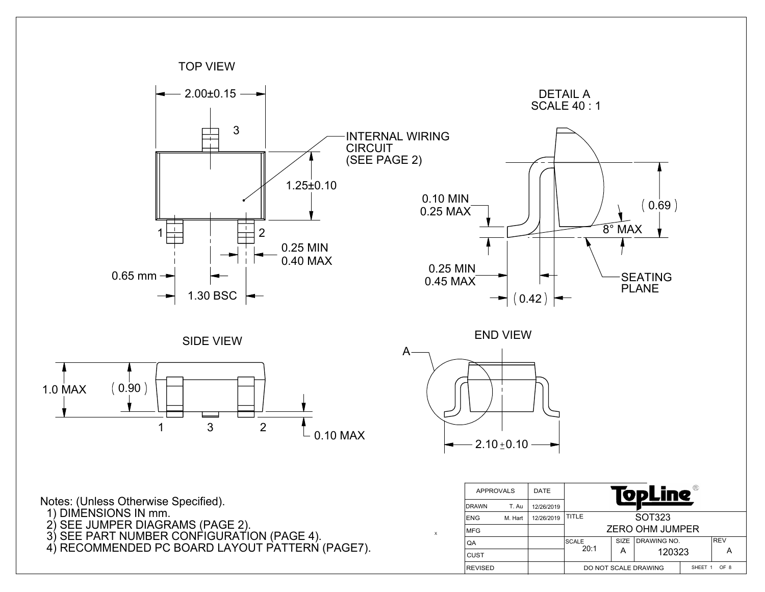TOP VIEW

2.00±0.15

3

INTERNAL WIRING CIRCUIT (SEE PAGE 2)

1.25±0.10

1 2

0.25 MIN
0.40 MAX

0.65 mm

1.30 BSC

DETAIL A
SCALE 40 : 1

0.10 MIN
0.25 MAX

(0.69)

8° MAX

0.25 MIN
0.45 MAX

(0.42)

SEATING PLANE

SIDE VIEW

1.0 MAX

(0.90)

1 3 2

0.10 MAX

END VIEW

A

2.10±0.10

Notes: (Unless Otherwise Specified).

1) DIMENSIONS IN mm.
2) SEE JUMPER DIAGRAMS (PAGE 2).
3) SEE PART NUMBER CONFIGURATION (PAGE 4).
4) RECOMMENDED PC BOARD LAYOUT PATTERN (PAGE7).

| APPROVALS | | DATE | TopLine® | | | |
|---|---|---|---|---|---|---|
| DRAWN | T. Au | 12/26/2019 | | | | |
| ENG | M. Hart | 12/26/2019 | TITLE | SOT323 ZERO OHM JUMPER | | |
| MFG | | | | | | |
| QA | | | SCALE 20:1 | SIZE A | DRAWING NO. 120323 | REV A |
| CUST | | | | | | |
| REVISED | | | DO NOT SCALE DRAWING | | SHEET 1 OF 8 | |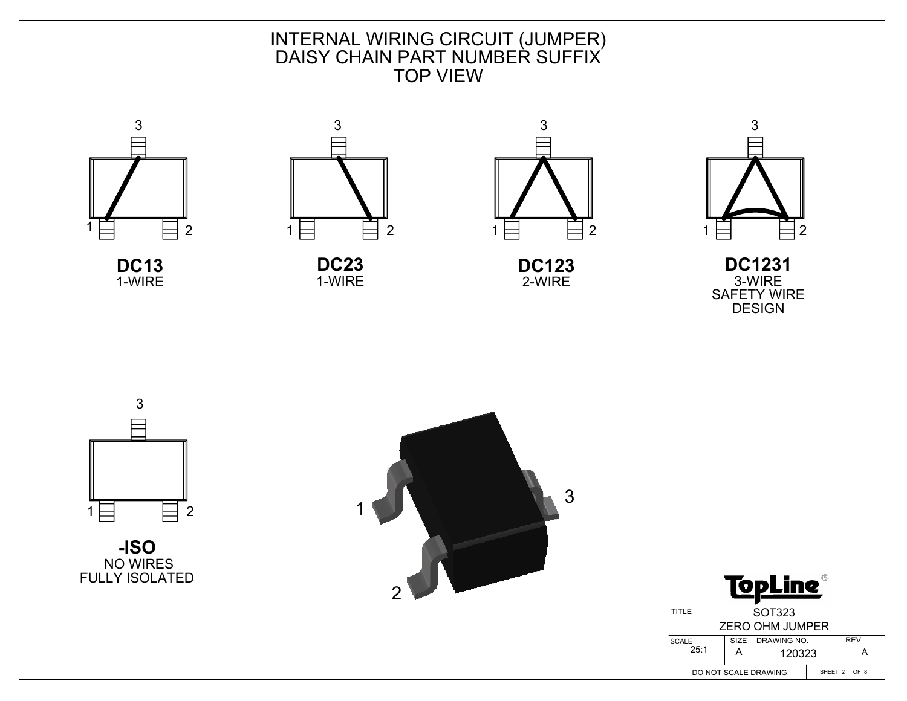# INTERNAL WIRING CIRCUIT (JUMPER)
# DAISY CHAIN PART NUMBER SUFFIX
# TOP VIEW

**DC13**
1-WIRE

**DC23**
1-WIRE

**DC123**
2-WIRE

**DC1231**
3-WIRE
SAFETY WIRE
DESIGN

**-ISO**
NO WIRES
FULLY ISOLATED

| TopLine | | | |
|---|---|---|---|
| TITLE | SOT323 ZERO OHM JUMPER | | |
| SCALE 25:1 | SIZE A | DRAWING NO. 120323 | REV A |
| DO NOT SCALE DRAWING | | SHEET 2 OF 8 | |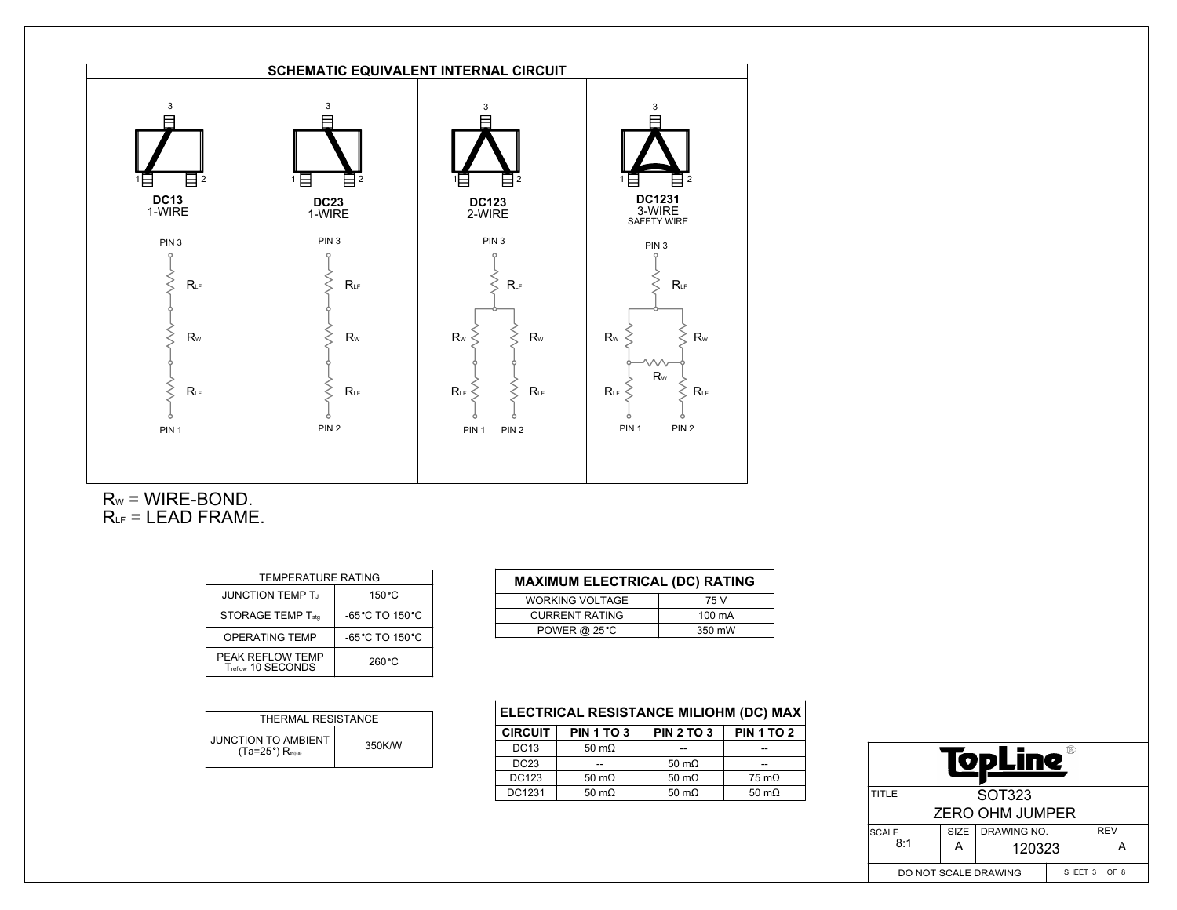## SCHEMATIC EQUIVALENT INTERNAL CIRCUIT

**DC13**
1-WIRE

PIN 3 — $R_{LF}$ — $R_W$ — $R_{LF}$ — PIN 1

**DC23**
1-WIRE

PIN 3 — $R_{LF}$ — $R_W$ — $R_{LF}$ — PIN 2

**DC123**
2-WIRE

PIN 3 — $R_{LF}$ — ($R_W$ — $R_{LF}$ — PIN 1) / ($R_W$ — $R_{LF}$ — PIN 2)

**DC1231**
3-WIRE
SAFETY WIRE

PIN 3 — $R_{LF}$ — ($R_W$ — $R_{LF}$ — PIN 1) / ($R_W$ — $R_{LF}$ — PIN 2), with $R_W$ between branches

$R_W$ = WIRE-BOND.
$R_{LF}$ = LEAD FRAME.

| TEMPERATURE RATING | |
|---|---|
| JUNCTION TEMP $T_J$ | 150°C |
| STORAGE TEMP $T_{stg}$ | -65°C TO 150°C |
| OPERATING TEMP | -65°C TO 150°C |
| PEAK REFLOW TEMP $T_{reflow}$ 10 SECONDS | 260°C |

| MAXIMUM ELECTRICAL (DC) RATING | |
|---|---|
| WORKING VOLTAGE | 75 V |
| CURRENT RATING | 100 mA |
| POWER @ 25°C | 350 mW |

| THERMAL RESISTANCE | |
|---|---|
| JUNCTION TO AMBIENT (Ta=25°) $R_{th(j-a)}$ | 350K/W |

| ELECTRICAL RESISTANCE MILIOHM (DC) MAX | | | |
|---|---|---|---|
| **CIRCUIT** | **PIN 1 TO 3** | **PIN 2 TO 3** | **PIN 1 TO 2** |
| DC13 | 50 mΩ | -- | -- |
| DC23 | -- | 50 mΩ | -- |
| DC123 | 50 mΩ | 50 mΩ | 75 mΩ |
| DC1231 | 50 mΩ | 50 mΩ | 50 mΩ |

TopLine®

| TITLE | SOT323 ZERO OHM JUMPER | | |
|---|---|---|---|
| SCALE 8:1 | SIZE A | DRAWING NO. 120323 | REV A |
| DO NOT SCALE DRAWING | | SHEET 3 OF 8 | |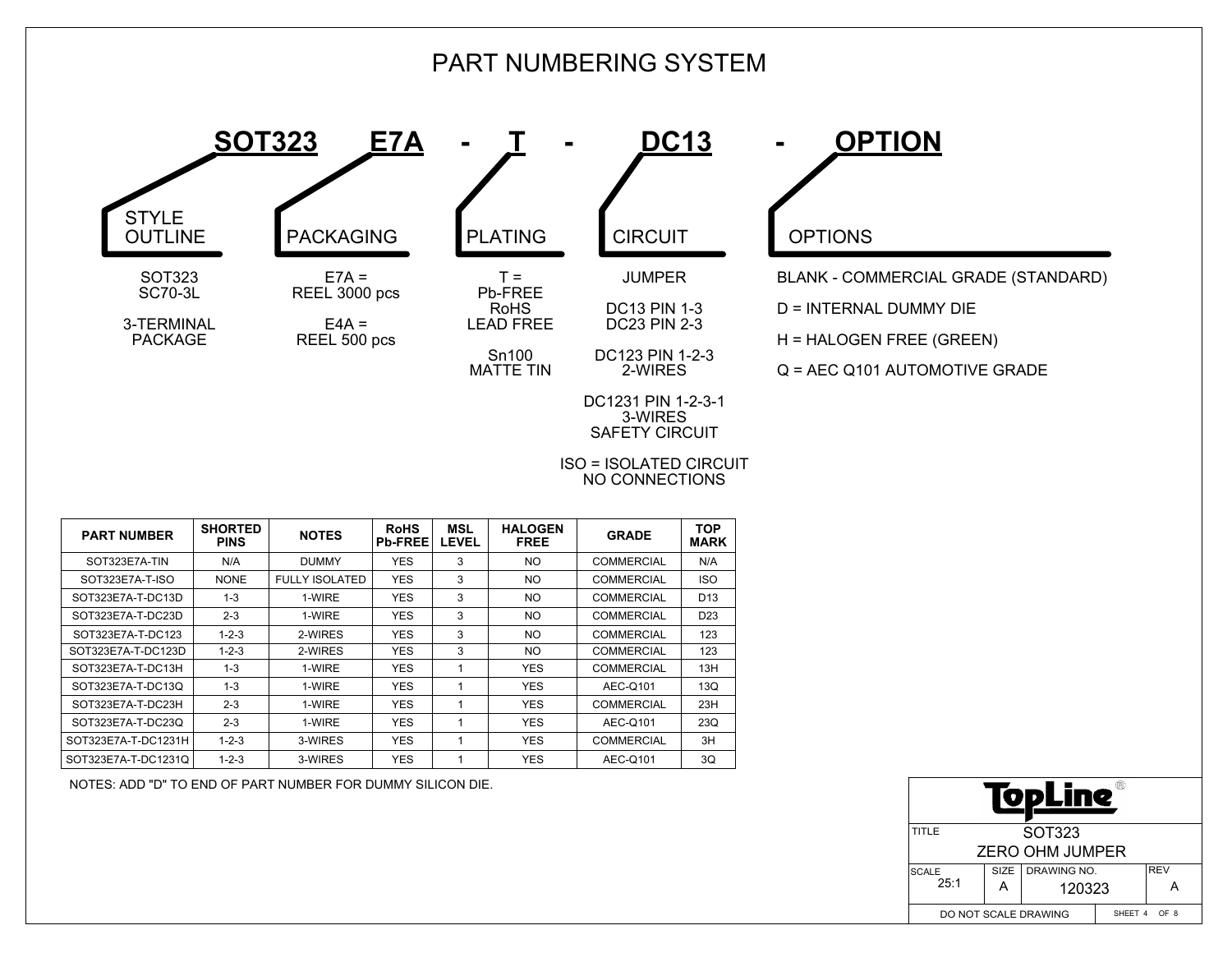# PART NUMBERING SYSTEM

**SOT323 E7A - T - DC13 - OPTION**

**STYLE OUTLINE**

SOT323
SC70-3L

3-TERMINAL
PACKAGE

**PACKAGING**

E7A =
REEL 3000 pcs

E4A =
REEL 500 pcs

**PLATING**

T =
Pb-FREE
RoHS
LEAD FREE

Sn100
MATTE TIN

**CIRCUIT**

JUMPER

DC13 PIN 1-3
DC23 PIN 2-3

DC123 PIN 1-2-3
2-WIRES

DC1231 PIN 1-2-3-1
3-WIRES
SAFETY CIRCUIT

ISO = ISOLATED CIRCUIT
NO CONNECTIONS

**OPTIONS**

BLANK - COMMERCIAL GRADE (STANDARD)

D = INTERNAL DUMMY DIE

H = HALOGEN FREE (GREEN)

Q = AEC Q101 AUTOMOTIVE GRADE

| PART NUMBER | SHORTED PINS | NOTES | RoHS Pb-FREE | MSL LEVEL | HALOGEN FREE | GRADE | TOP MARK |
|---|---|---|---|---|---|---|---|
| SOT323E7A-TIN | N/A | DUMMY | YES | 3 | NO | COMMERCIAL | N/A |
| SOT323E7A-T-ISO | NONE | FULLY ISOLATED | YES | 3 | NO | COMMERCIAL | ISO |
| SOT323E7A-T-DC13D | 1-3 | 1-WIRE | YES | 3 | NO | COMMERCIAL | D13 |
| SOT323E7A-T-DC23D | 2-3 | 1-WIRE | YES | 3 | NO | COMMERCIAL | D23 |
| SOT323E7A-T-DC123 | 1-2-3 | 2-WIRES | YES | 3 | NO | COMMERCIAL | 123 |
| SOT323E7A-T-DC123D | 1-2-3 | 2-WIRES | YES | 3 | NO | COMMERCIAL | 123 |
| SOT323E7A-T-DC13H | 1-3 | 1-WIRE | YES | 1 | YES | COMMERCIAL | 13H |
| SOT323E7A-T-DC13Q | 1-3 | 1-WIRE | YES | 1 | YES | AEC-Q101 | 13Q |
| SOT323E7A-T-DC23H | 2-3 | 1-WIRE | YES | 1 | YES | COMMERCIAL | 23H |
| SOT323E7A-T-DC23Q | 2-3 | 1-WIRE | YES | 1 | YES | AEC-Q101 | 23Q |
| SOT323E7A-T-DC1231H | 1-2-3 | 3-WIRES | YES | 1 | YES | COMMERCIAL | 3H |
| SOT323E7A-T-DC1231Q | 1-2-3 | 3-WIRES | YES | 1 | YES | AEC-Q101 | 3Q |

NOTES: ADD "D" TO END OF PART NUMBER FOR DUMMY SILICON DIE.

| TopLine® | | | |
|---|---|---|---|
| TITLE | SOT323 ZERO OHM JUMPER | | |
| SCALE 25:1 | SIZE A | DRAWING NO. 120323 | REV A |
| DO NOT SCALE DRAWING | | | |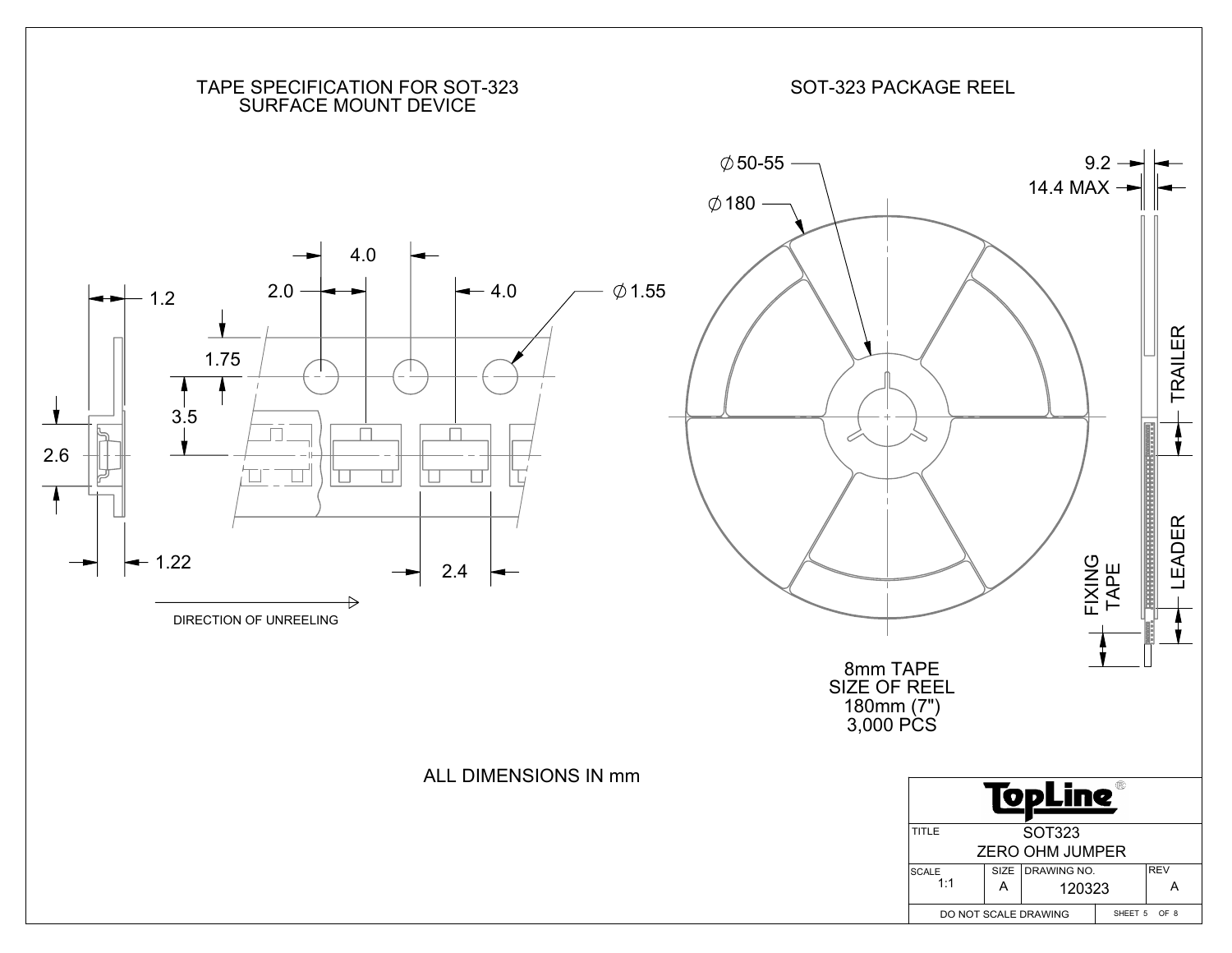## TAPE SPECIFICATION FOR SOT-323 SURFACE MOUNT DEVICE

1.2

2.0

4.0

4.0

$\phi$1.55

1.75

3.5

2.6

1.22

2.4

DIRECTION OF UNREELING

## SOT-323 PACKAGE REEL

$\phi$50-55

$\phi$180

9.2

14.4 MAX

TRAILER

LEADER

FIXING TAPE

8mm TAPE
SIZE OF REEL
180mm (7")
3,000 PCS

ALL DIMENSIONS IN mm

| TopLine® | | | |
|---|---|---|---|
| TITLE | SOT323 ZERO OHM JUMPER | | |
| SCALE 1:1 | SIZE A | DRAWING NO. 120323 | REV A |
| DO NOT SCALE DRAWING | | SHEET 5 OF 8 | |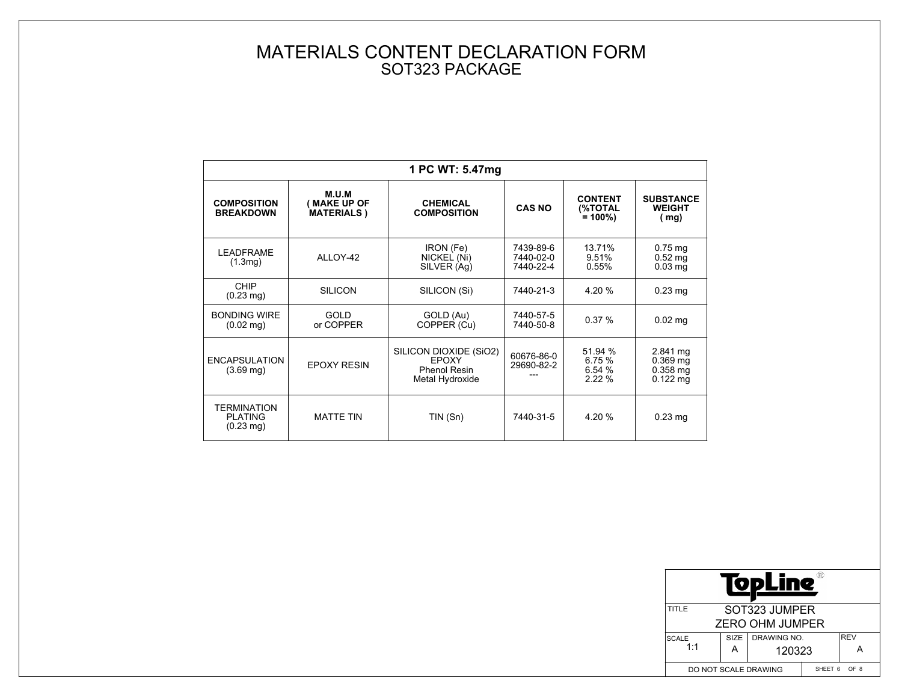# MATERIALS CONTENT DECLARATION FORM
## SOT323 PACKAGE

| 1 PC WT: 5.47mg | | | | | |
|---|---|---|---|---|---|
| **COMPOSITION BREAKDOWN** | **M.U.M ( MAKE UP OF MATERIALS )** | **CHEMICAL COMPOSITION** | **CAS NO** | **CONTENT (%TOTAL = 100%)** | **SUBSTANCE WEIGHT ( mg)** |
| LEADFRAME (1.3mg) | ALLOY-42 | IRON (Fe)<br>NICKEL (Ni)<br>SILVER (Ag) | 7439-89-6<br>7440-02-0<br>7440-22-4 | 13.71%<br>9.51%<br>0.55% | 0.75 mg<br>0.52 mg<br>0.03 mg |
| CHIP (0.23 mg) | SILICON | SILICON (Si) | 7440-21-3 | 4.20 % | 0.23 mg |
| BONDING WIRE (0.02 mg) | GOLD or COPPER | GOLD (Au)<br>COPPER (Cu) | 7440-57-5<br>7440-50-8 | 0.37 % | 0.02 mg |
| ENCAPSULATION (3.69 mg) | EPOXY RESIN | SILICON DIOXIDE ($SiO_2$)<br>EPOXY<br>Phenol Resin<br>Metal Hydroxide | 60676-86-0<br>29690-82-2<br>--- | 51.94 %<br>6.75 %<br>6.54 %<br>2.22 % | 2.841 mg<br>0.369 mg<br>0.358 mg<br>0.122 mg |
| TERMINATION PLATING (0.23 mg) | MATTE TIN | TIN (Sn) | 7440-31-5 | 4.20 % | 0.23 mg |

| TopLine® | | | |
|---|---|---|---|
| TITLE | SOT323 JUMPER<br>ZERO OHM JUMPER | | |
| SCALE 1:1 | SIZE A | DRAWING NO. 120323 | REV A |
| DO NOT SCALE DRAWING | | SHEET 6 OF 8 | |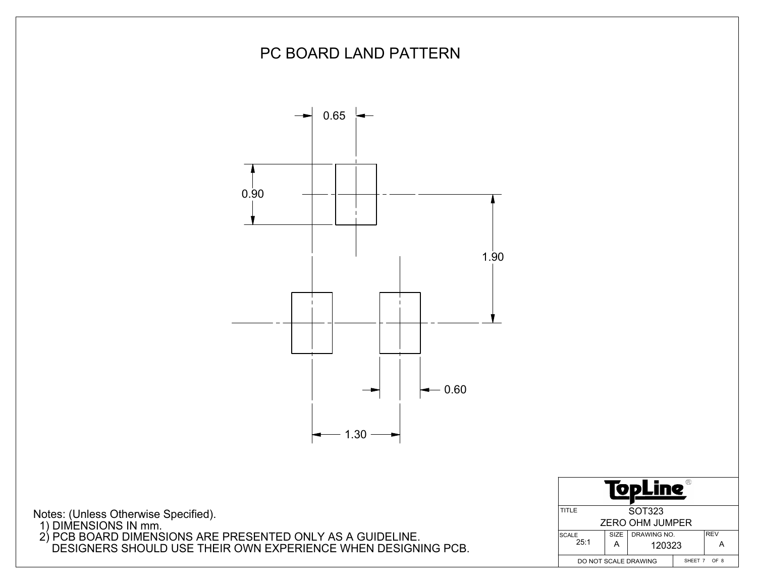# PC BOARD LAND PATTERN

0.65

0.90

1.90

0.60

1.30

Notes: (Unless Otherwise Specified).

1) DIMENSIONS IN mm.
2) PCB BOARD DIMENSIONS ARE PRESENTED ONLY AS A GUIDELINE. DESIGNERS SHOULD USE THEIR OWN EXPERIENCE WHEN DESIGNING PCB.

| TopLine® | | | |
|---|---|---|---|
| TITLE | SOT323 ZERO OHM JUMPER | | |
| SCALE 25:1 | SIZE A | DRAWING NO. 120323 | REV A |
| DO NOT SCALE DRAWING | | SHEET 7 OF 8 | |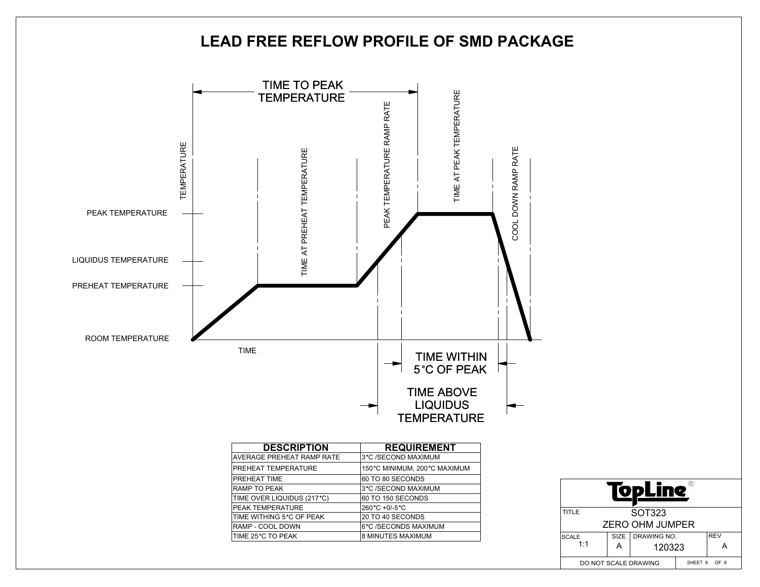# LEAD FREE REFLOW PROFILE OF SMD PACKAGE

TIME TO PEAK TEMPERATURE

TEMPERATURE

TIME AT PREHEAT TEMPERATURE

PEAK TEMPERATURE RAMP RATE

TIME AT PEAK TEMPERATURE

COOL DOWN RAMP RATE

PEAK TEMPERATURE

LIQUIDUS TEMPERATURE

PREHEAT TEMPERATURE

ROOM TEMPERATURE

TIME

TIME WITHIN 5°C OF PEAK

TIME ABOVE LIQUIDUS TEMPERATURE

| DESCRIPTION | REQUIREMENT |
|---|---|
| AVERAGE PREHEAT RAMP RATE | 3°C /SECOND MAXIMUM |
| PREHEAT TEMPERATURE | 150°C MINIMUM, 200°C MAXIMUM |
| PREHEAT TIME | 60 TO 80 SECONDS |
| RAMP TO PEAK | 3°C /SECOND MAXIMUM |
| TIME OVER LIQUIDUS (217°C) | 60 TO 150 SECONDS |
| PEAK TEMPERATURE | 260°C +0/-5°C |
| TIME WITHING 5°C OF PEAK | 20 TO 40 SECONDS |
| RAMP - COOL DOWN | 6°C /SECONDS MAXIMUM |
| TIME 25°C TO PEAK | 8 MINUTES MAXIMUM |

TopLine®

| | | | |
|---|---|---|---|
| TITLE | SOT323 ZERO OHM JUMPER | | |
| SCALE 1:1 | SIZE A | DRAWING NO. 120323 | REV A |
| DO NOT SCALE DRAWING | | SHEET 8 OF 8 | |